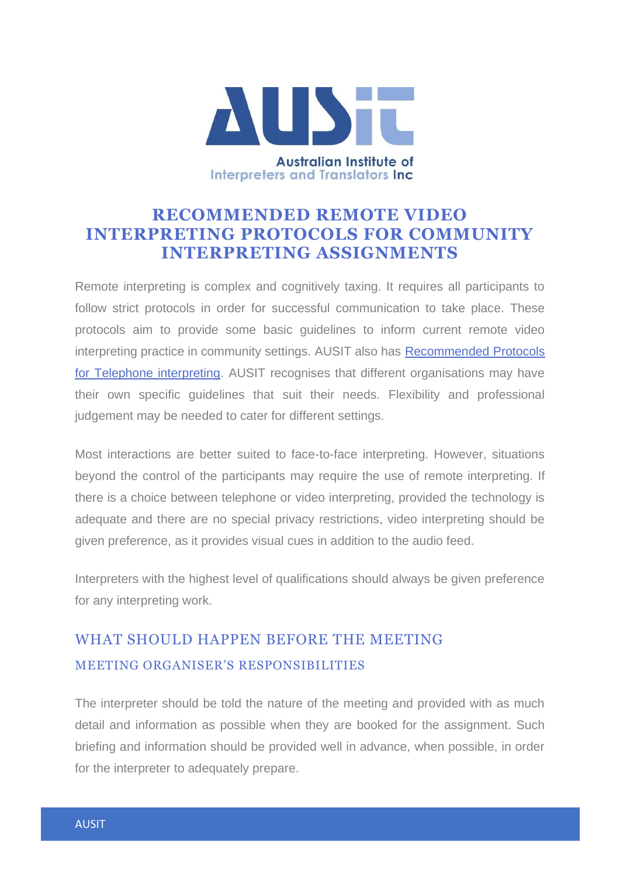Australian Institute of Interpreters and Translators Inc

# RECOMMENDED REMOTE VIDEO INTERPRETING PROTOCOLS FOR COMMUNITY INTERPRETING ASSIGNMENTS

Remote interpreting is complex and cognitively taxing. It requires all participants to follow strict protocols in order for successful communication to take place. These protocols aim to provide some basic guidelines to inform current remote video interpreting practice in community settings. AUSIT also has [Recommended Protocols for Telephone interpreting](). AUSIT recognises that different organisations may have their own specific guidelines that suit their needs. Flexibility and professional judgement may be needed to cater for different settings.

Most interactions are better suited to face-to-face interpreting. However, situations beyond the control of the participants may require the use of remote interpreting. If there is a choice between telephone or video interpreting, provided the technology is adequate and there are no special privacy restrictions, video interpreting should be given preference, as it provides visual cues in addition to the audio feed.

Interpreters with the highest level of qualifications should always be given preference for any interpreting work.

## WHAT SHOULD HAPPEN BEFORE THE MEETING

### MEETING ORGANISER'S RESPONSIBILITIES

The interpreter should be told the nature of the meeting and provided with as much detail and information as possible when they are booked for the assignment. Such briefing and information should be provided well in advance, when possible, in order for the interpreter to adequately prepare.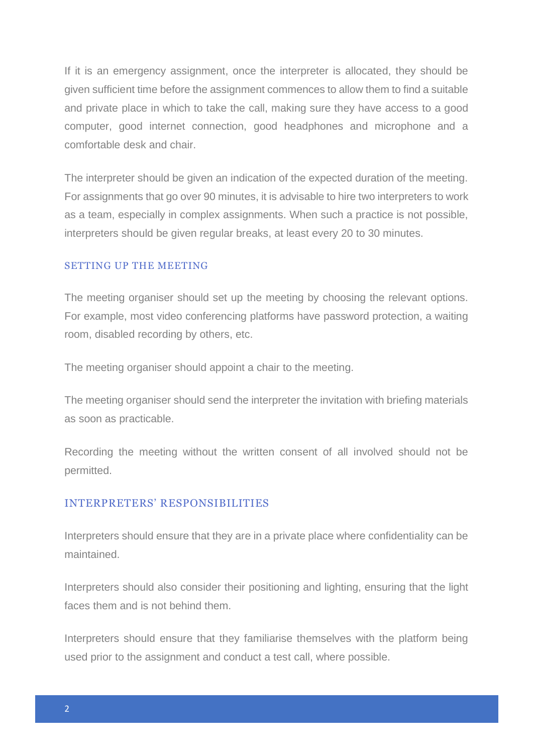If it is an emergency assignment, once the interpreter is allocated, they should be given sufficient time before the assignment commences to allow them to find a suitable and private place in which to take the call, making sure they have access to a good computer, good internet connection, good headphones and microphone and a comfortable desk and chair.

The interpreter should be given an indication of the expected duration of the meeting. For assignments that go over 90 minutes, it is advisable to hire two interpreters to work as a team, especially in complex assignments. When such a practice is not possible, interpreters should be given regular breaks, at least every 20 to 30 minutes.

## SETTING UP THE MEETING

The meeting organiser should set up the meeting by choosing the relevant options. For example, most video conferencing platforms have password protection, a waiting room, disabled recording by others, etc.

The meeting organiser should appoint a chair to the meeting.

The meeting organiser should send the interpreter the invitation with briefing materials as soon as practicable.

Recording the meeting without the written consent of all involved should not be permitted.

## INTERPRETERS' RESPONSIBILITIES

Interpreters should ensure that they are in a private place where confidentiality can be maintained.

Interpreters should also consider their positioning and lighting, ensuring that the light faces them and is not behind them.

Interpreters should ensure that they familiarise themselves with the platform being used prior to the assignment and conduct a test call, where possible.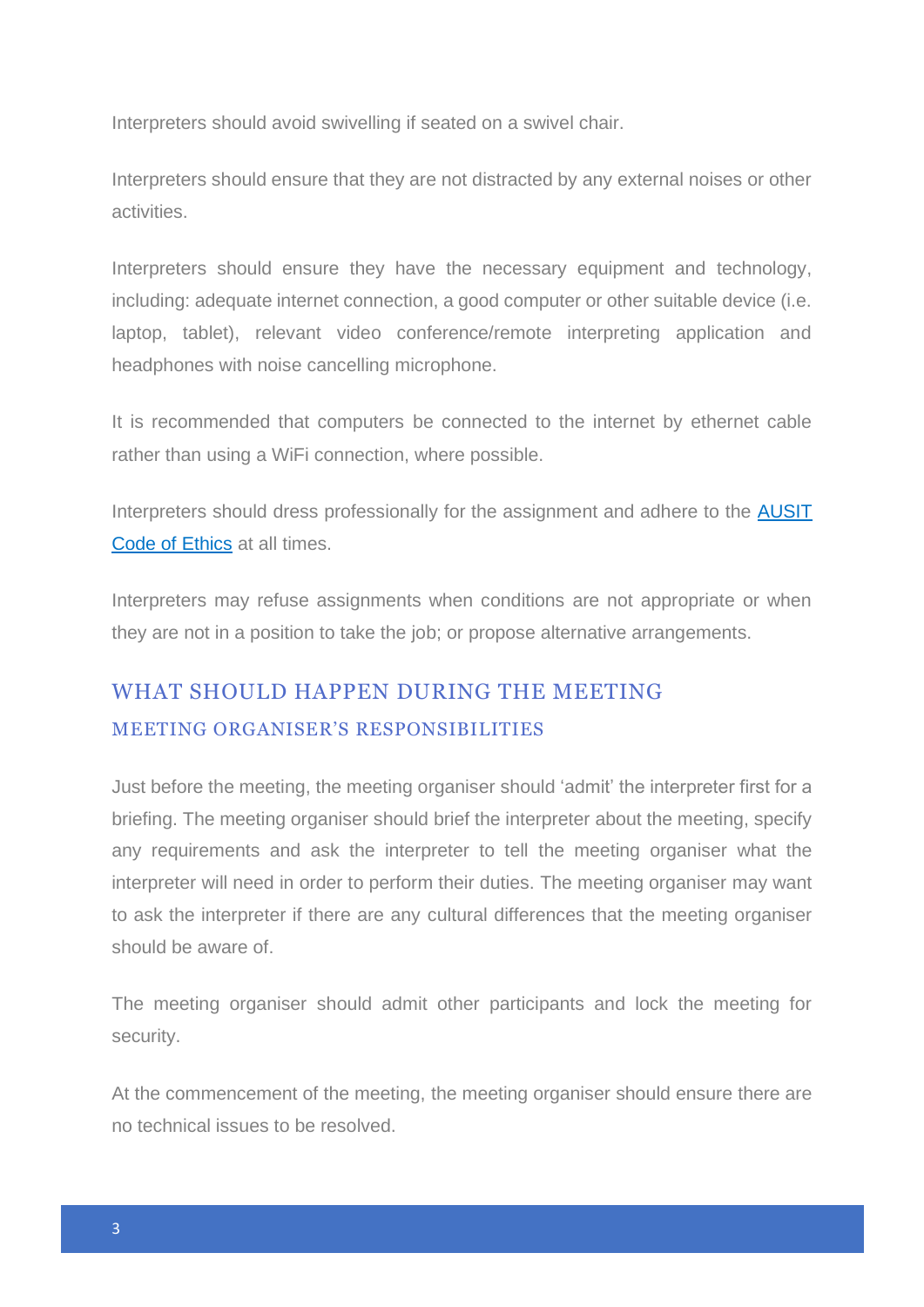Interpreters should avoid swivelling if seated on a swivel chair.

Interpreters should ensure that they are not distracted by any external noises or other activities.

Interpreters should ensure they have the necessary equipment and technology, including: adequate internet connection, a good computer or other suitable device (i.e. laptop, tablet), relevant video conference/remote interpreting application and headphones with noise cancelling microphone.

It is recommended that computers be connected to the internet by ethernet cable rather than using a WiFi connection, where possible.

Interpreters should dress professionally for the assignment and adhere to the [AUSIT Code of Ethics]() at all times.

Interpreters may refuse assignments when conditions are not appropriate or when they are not in a position to take the job; or propose alternative arrangements.

## WHAT SHOULD HAPPEN DURING THE MEETING

### MEETING ORGANISER'S RESPONSIBILITIES

Just before the meeting, the meeting organiser should 'admit' the interpreter first for a briefing. The meeting organiser should brief the interpreter about the meeting, specify any requirements and ask the interpreter to tell the meeting organiser what the interpreter will need in order to perform their duties. The meeting organiser may want to ask the interpreter if there are any cultural differences that the meeting organiser should be aware of.

The meeting organiser should admit other participants and lock the meeting for security.

At the commencement of the meeting, the meeting organiser should ensure there are no technical issues to be resolved.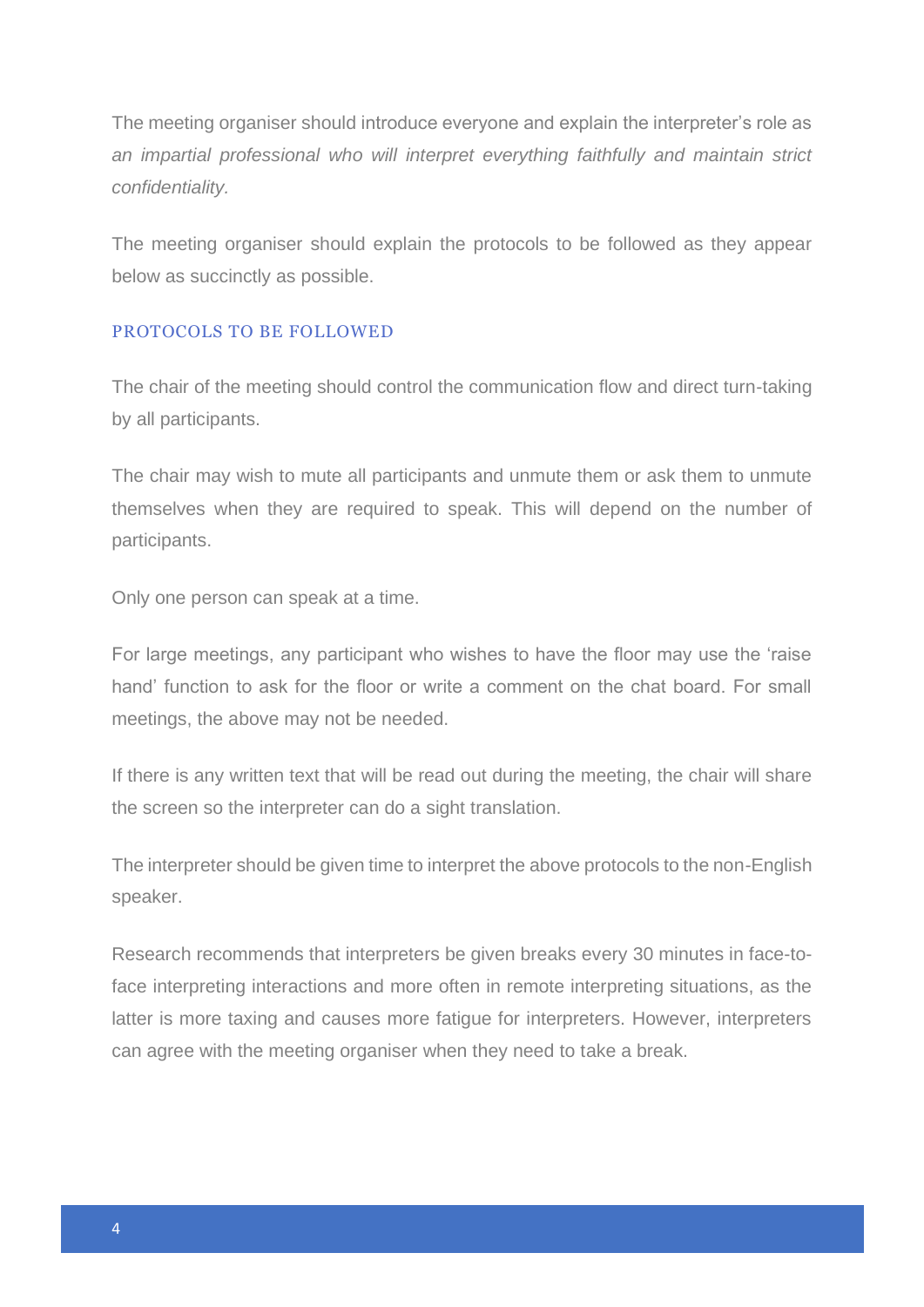The meeting organiser should introduce everyone and explain the interpreter's role as *an impartial professional who will interpret everything faithfully and maintain strict confidentiality.*

The meeting organiser should explain the protocols to be followed as they appear below as succinctly as possible.

## PROTOCOLS TO BE FOLLOWED

The chair of the meeting should control the communication flow and direct turn-taking by all participants.

The chair may wish to mute all participants and unmute them or ask them to unmute themselves when they are required to speak. This will depend on the number of participants.

Only one person can speak at a time.

For large meetings, any participant who wishes to have the floor may use the 'raise hand' function to ask for the floor or write a comment on the chat board. For small meetings, the above may not be needed.

If there is any written text that will be read out during the meeting, the chair will share the screen so the interpreter can do a sight translation.

The interpreter should be given time to interpret the above protocols to the non-English speaker.

Research recommends that interpreters be given breaks every 30 minutes in face-to-face interpreting interactions and more often in remote interpreting situations, as the latter is more taxing and causes more fatigue for interpreters. However, interpreters can agree with the meeting organiser when they need to take a break.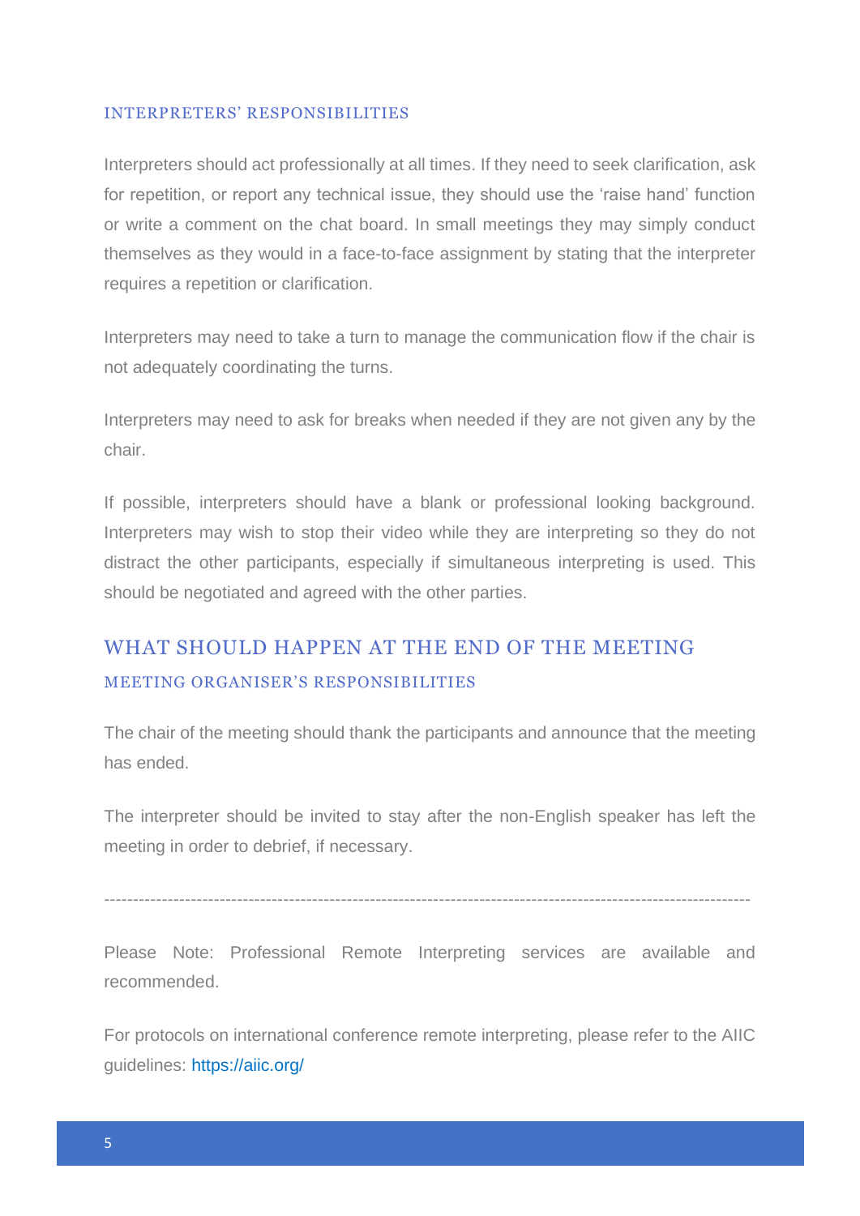### INTERPRETERS' RESPONSIBILITIES

Interpreters should act professionally at all times. If they need to seek clarification, ask for repetition, or report any technical issue, they should use the 'raise hand' function or write a comment on the chat board. In small meetings they may simply conduct themselves as they would in a face-to-face assignment by stating that the interpreter requires a repetition or clarification.

Interpreters may need to take a turn to manage the communication flow if the chair is not adequately coordinating the turns.

Interpreters may need to ask for breaks when needed if they are not given any by the chair.

If possible, interpreters should have a blank or professional looking background. Interpreters may wish to stop their video while they are interpreting so they do not distract the other participants, especially if simultaneous interpreting is used. This should be negotiated and agreed with the other parties.

## WHAT SHOULD HAPPEN AT THE END OF THE MEETING

### MEETING ORGANISER'S RESPONSIBILITIES

The chair of the meeting should thank the participants and announce that the meeting has ended.

The interpreter should be invited to stay after the non-English speaker has left the meeting in order to debrief, if necessary.

---

Please Note: Professional Remote Interpreting services are available and recommended.

For protocols on international conference remote interpreting, please refer to the AIIC guidelines: https://aiic.org/